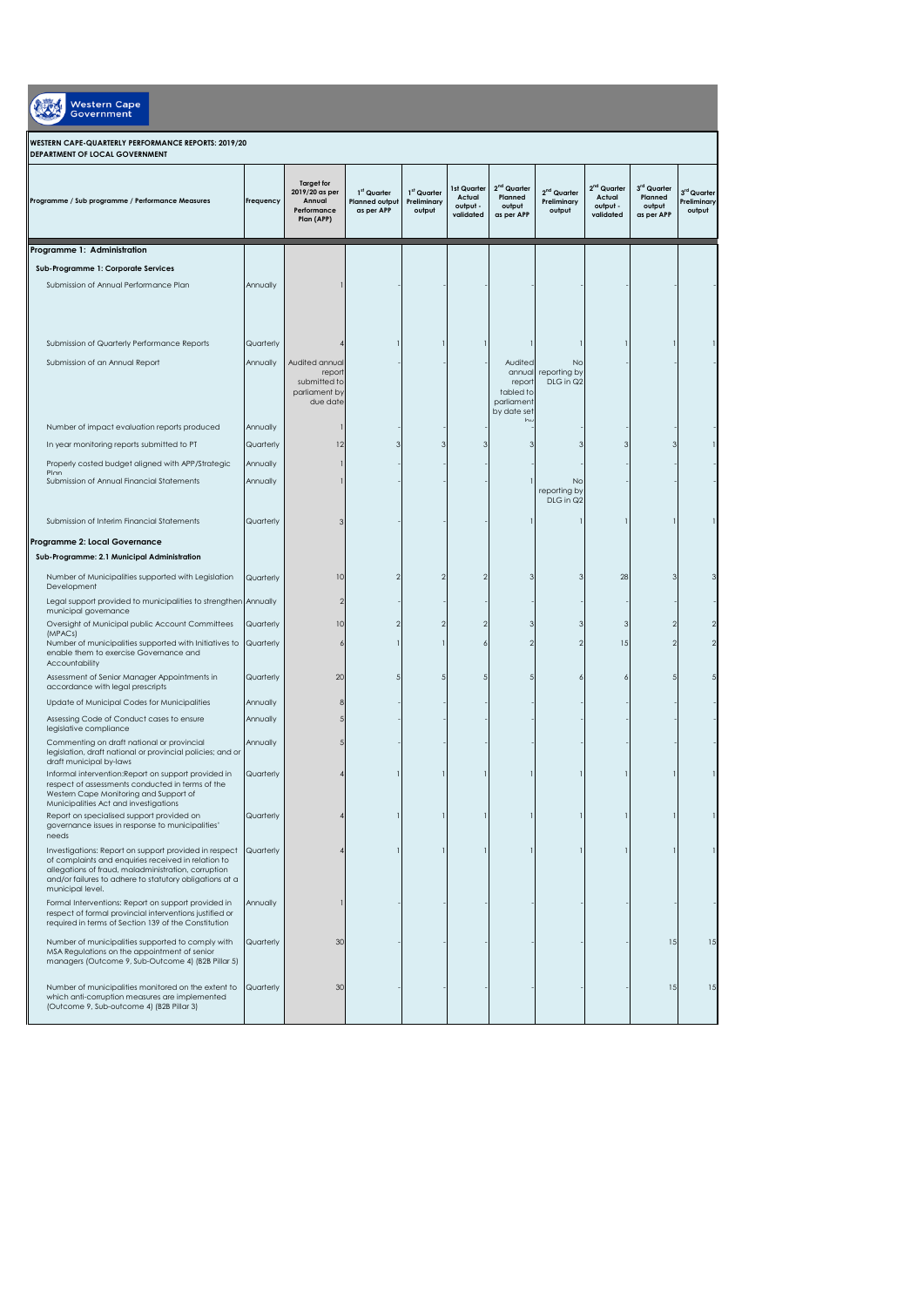Western Cape Government

**WESTERN CAPE-QUARTERLY PERFORMANCE REPORTS: 2019/20**
**DEPARTMENT OF LOCAL GOVERNMENT**

| Programme / Sub programme / Performance Measures | Frequency | Target for 2019/20 as per Annual Performance Plan (APP) | 1st Quarter Planned output as per APP | 1st Quarter Preliminary output | 1st Quarter Actual output - validated | 2nd Quarter Planned output as per APP | 2nd Quarter Preliminary output | 2nd Quarter Actual output - validated | 3rd Quarter Planned output as per APP | 3rd Quarter Preliminary output |
|---|---|---|---|---|---|---|---|---|---|---|
| **Programme 1: Administration** | | | | | | | | | | |
| **Sub-Programme 1: Corporate Services** | | | | | | | | | | |
| Submission of Annual Performance Plan | Annually | 1 | - | - | - | | | - | - | - |
| Submission of Quarterly Performance Reports | Quarterly | 4 | 1 | 1 | 1 | 1 | 1 | 1 | 1 | 1 |
| Submission of an Annual Report | Annually | Audited annual report submitted to parliament by due date | - | - | - | Audited annual report tabled to parliament by date set by | No reporting by DLG in Q2 | - | - | - |
| Number of impact evaluation reports produced | Annually | 1 | - | - | - | | | - | - | - |
| In year monitoring reports submitted to PT | Quarterly | 12 | 3 | 3 | 3 | 3 | 3 | 3 | 3 | 1 |
| Properly costed budget aligned with APP/Strategic Plan | Annually | 1 | - | - | - | | | - | - | - |
| Submission of Annual Financial Statements | Annually | 1 | - | - | - | 1 | No reporting by DLG in Q2 | - | - | - |
| Submission of Interim Financial Statements | Quarterly | 3 | - | - | - | 1 | 1 | 1 | 1 | 1 |
| **Programme 2: Local Governance** | | | | | | | | | | |
| **Sub-Programme: 2.1 Municipal Administration** | | | | | | | | | | |
| Number of Municipalities supported with Legislation Development | Quarterly | 10 | 2 | 2 | 2 | 3 | 3 | 28 | 3 | 3 |
| Legal support provided to municipalities to strengthen municipal governance | Annually | 2 | - | - | - | - | - | - | - | - |
| Oversight of Municipal public Account Committees (MPACs) | Quarterly | 10 | 2 | 2 | 2 | 3 | 3 | 3 | 2 | 2 |
| Number of municipalities supported with Initiatives to enable them to exercise Governance and Accountability | Quarterly | 6 | 1 | 1 | 6 | 2 | 2 | 15 | 2 | 2 |
| Assessment of Senior Manager Appointments in accordance with legal prescripts | Quarterly | 20 | 5 | 5 | 5 | 5 | 6 | 6 | 5 | 5 |
| Update of Municipal Codes for Municipalities | Annually | 8 | - | - | - | - | - | - | - | - |
| Assessing Code of Conduct cases to ensure legislative compliance | Annually | 5 | - | - | - | - | - | - | - | - |
| Commenting on draft national or provincial legislation, draft national or provincial policies; and or draft municipal by-laws | Annually | 5 | - | - | - | - | - | - | - | - |
| Informal intervention:Report on support provided in respect of assessments conducted in terms of the Western Cape Monitoring and Support of Municipalities Act and investigations | Quarterly | 4 | 1 | 1 | 1 | 1 | 1 | 1 | 1 | 1 |
| Report on specialised support provided on governance issues in response to municipalities' needs | Quarterly | 4 | 1 | 1 | 1 | 1 | 1 | 1 | 1 | 1 |
| Investigations: Report on support provided in respect of complaints and enquiries received in relation to allegations of fraud, maladministration, corruption and/or failures to adhere to statutory obligations at a municipal level. | Quarterly | 4 | 1 | 1 | 1 | 1 | 1 | 1 | 1 | 1 |
| Formal Interventions: Report on support provided in respect of formal provincial interventions justified or required in terms of Section 139 of the Constitution | Annually | 1 | - | - | - | - | - | - | - | - |
| Number of municipalities supported to comply with MSA Regulations on the appointment of senior managers (Outcome 9, Sub-Outcome 4) (B2B Pillar 5) | Quarterly | 30 | - | - | - | - | - | - | 15 | 15 |
| Number of municipalities monitored on the extent to which anti-corruption measures are implemented (Outcome 9, Sub-outcome 4) (B2B Pillar 3) | Quarterly | 30 | - | - | - | - | - | - | 15 | 15 |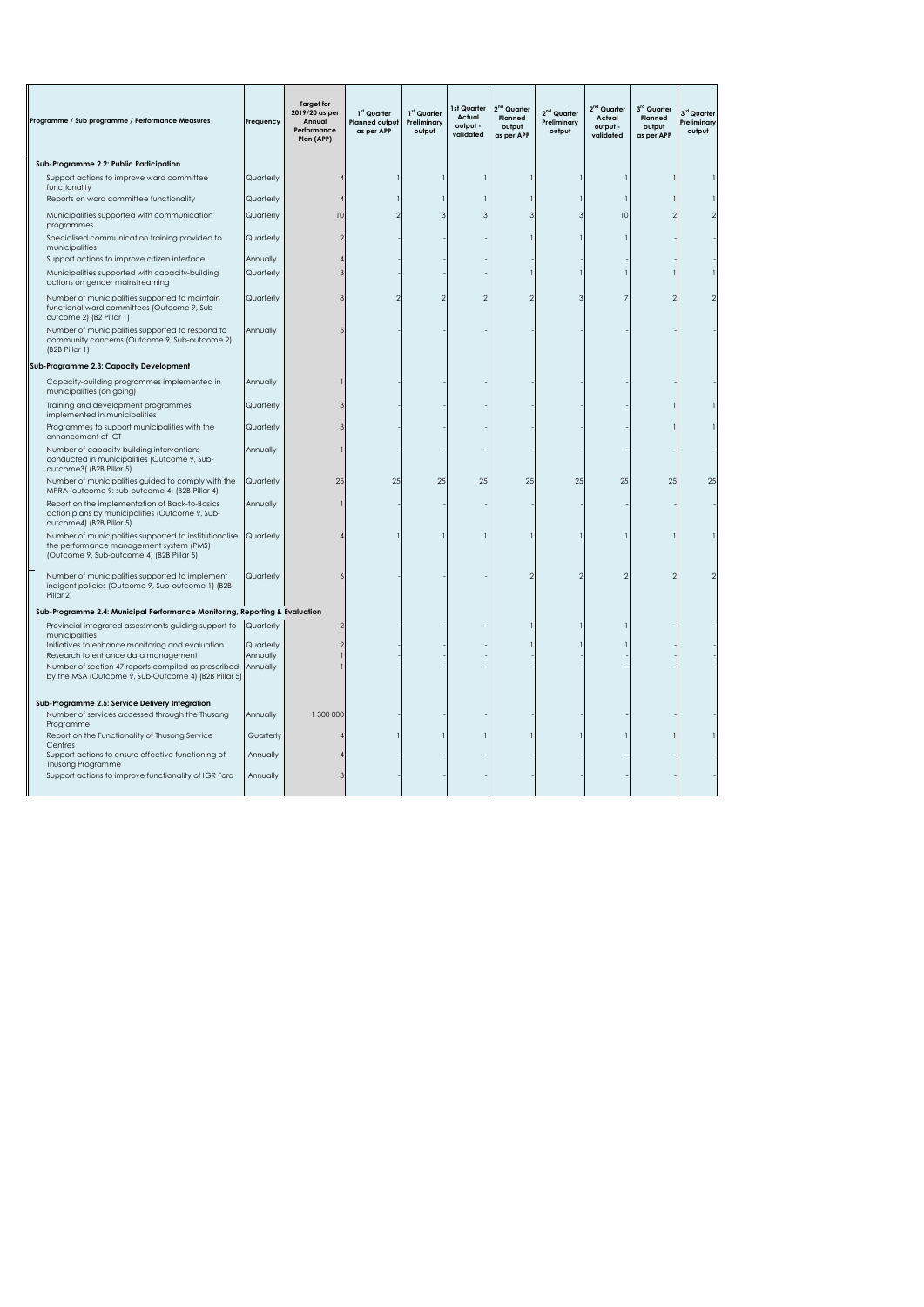| Programme / Sub programme / Performance Measures | Frequency | Target for 2019/20 as per Annual Performance Plan (APP) | 1st Quarter Planned output as per APP | 1st Quarter Preliminary output | 1st Quarter Actual output - validated | 2nd Quarter Planned output as per APP | 2nd Quarter Preliminary output | 2nd Quarter Actual output - validated | 3rd Quarter Planned output as per APP | 3rd Quarter Preliminary output |
|---|---|---|---|---|---|---|---|---|---|---|
| **Sub-Programme 2.2: Public Participation** | | | | | | | | | | |
| Support actions to improve ward committee functionality | Quarterly | 4 | 1 | 1 | 1 | 1 | 1 | 1 | 1 | 1 |
| Reports on ward committee functionality | Quarterly | 4 | 1 | 1 | 1 | 1 | 1 | 1 | 1 | 1 |
| Municipalities supported with communication programmes | Quarterly | 10 | 2 | 3 | 3 | 3 | 3 | 10 | 2 | 2 |
| Specialised communication training provided to municipalities | Quarterly | 2 | - | - | - | 1 | 1 | 1 | - | - |
| Support actions to improve citizen interface | Annually | 4 | - | - | - | - | - | - | - | - |
| Municipalities supported with capacity-building actions on gender mainstreaming | Quarterly | 3 | - | - | - | 1 | 1 | 1 | 1 | 1 |
| Number of municipalities supported to maintain functional ward committees (Outcome 9, Sub-outcome 2) (B2 Pillar 1) | Quarterly | 8 | 2 | 2 | 2 | 2 | 3 | 7 | 2 | 2 |
| Number of municipalities supported to respond to community concerns (Outcome 9, Sub-outcome 2) (B2B Pillar 1) | Annually | 5 | - | - | - | - | - | - | - | - |
| **Sub-Programme 2.3: Capacity Development** | | | | | | | | | | |
| Capacity-building programmes implemented in municipalities (on going) | Annually | 1 | - | - | - | - | - | - | - | - |
| Training and development programmes implemented in municipalities | Quarterly | 3 | - | - | - | - | - | - | 1 | 1 |
| Programmes to support municipalities with the enhancement of ICT | Quarterly | 3 | - | - | - | - | - | - | 1 | 1 |
| Number of capacity-building interventions conducted in municipalities (Outcome 9, Sub-outcome3( (B2B Pillar 5) | Annually | 1 | - | - | - | - | - | - | - | - |
| Number of municipalities guided to comply with the MPRA (outcome 9: sub-outcome 4) (B2B Pillar 4) | Quarterly | 25 | 25 | 25 | 25 | 25 | 25 | 25 | 25 | 25 |
| Report on the implementation of Back-to-Basics action plans by municipalities (Outcome 9, Sub-outcome4) (B2B Pillar 5) | Annually | 1 | - | - | - | - | - | - | - | - |
| Number of municipalities supported to institutionalise the performance management system (PMS) (Outcome 9, Sub-outcome 4) (B2B Pillar 5) | Quarterly | 4 | 1 | 1 | 1 | 1 | 1 | 1 | 1 | 1 |
| Number of municipalities supported to implement indigent policies (Outcome 9, Sub-outcome 1) (B2B Pillar 2) | Quarterly | 6 | - | - | - | 2 | 2 | 2 | 2 | 2 |
| **Sub-Programme 2.4: Municipal Performance Monitoring, Reporting & Evaluation** | | | | | | | | | | |
| Provincial integrated assessments guiding support to municipalities | Quarterly | 2 | - | - | - | 1 | 1 | 1 | - | - |
| Initiatives to enhance monitoring and evaluation | Quarterly | 2 | - | - | - | 1 | 1 | 1 | - | - |
| Research to enhance data management | Annually | 1 | - | - | - | - | - | - | - | - |
| Number of section 47 reports compiled as prescribed by the MSA (Outcome 9, Sub-Outcome 4) (B2B Pillar 5) | Annually | 1 | - | - | - | - | - | - | - | - |
| **Sub-Programme 2.5: Service Delivery Integration** | | | | | | | | | | |
| Number of services accessed through the Thusong Programme | Annually | 1 300 000 | - | - | - | - | - | - | - | - |
| Report on the Functionality of Thusong Service Centres | Quarterly | 4 | 1 | 1 | 1 | 1 | 1 | 1 | 1 | 1 |
| Support actions to ensure effective functioning of Thusong Programme | Annually | 4 | - | - | - | - | - | - | - | - |
| Support actions to improve functionality of IGR Fora | Annually | 3 | - | - | - | - | - | - | - | - |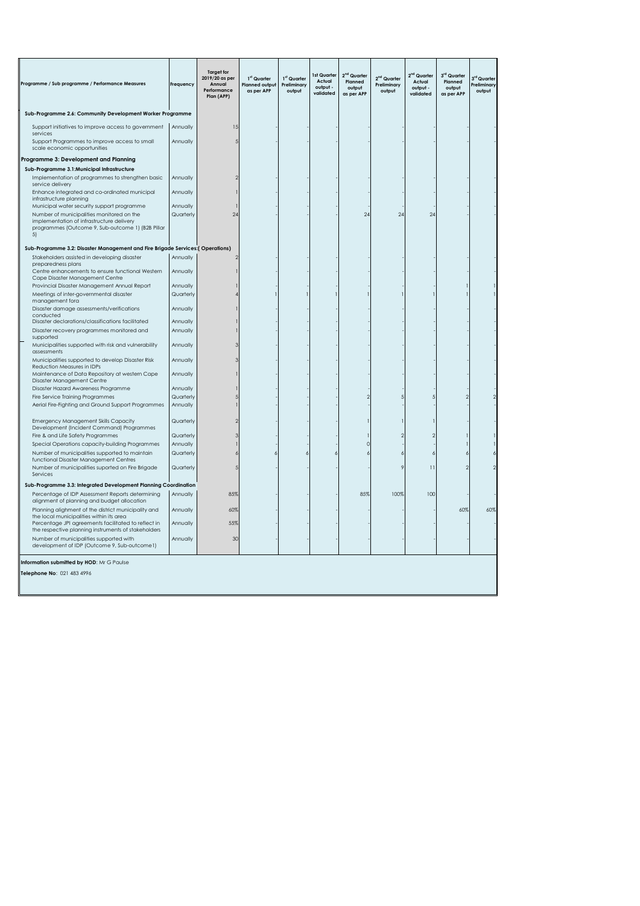| Programme / Sub programme / Performance Measures | Frequency | Target for 2019/20 as per Annual Performance Plan (APP) | 1[st] Quarter Planned output as per APP | 1[st] Quarter Preliminary output | 1st Quarter Actual output - validated | 2[nd] Quarter Planned output as per APP | 2[nd] Quarter Preliminary output | 2[nd] Quarter Actual output - validated | 3[rd] Quarter Planned output as per APP | 3[rd] Quarter Preliminary output |
|---|---|---|---|---|---|---|---|---|---|---|
| **Sub-Programme 2.6: Community Development Worker Programme** | | | | | | | | | | |
| Support initiatives to improve access to government services | Annually | 15 | - | - | - | - | - | - | - | - |
| Support Programmes to improve access to small scale economic opportunities | Annually | 5 | - | - | - | - | - | - | - | - |
| **Programme 3: Development and Planning** | | | | | | | | | | |
| **Sub-Programme 3.1:Municipal Infrastructure** | | | | | | | | | | |
| Implementation of programmes to strengthen basic service delivery | Annually | 2 | - | - | - | - | - | - | - | - |
| Enhance integrated and co-ordinated municipal infrastructure planning | Annually | 1 | - | - | - | - | - | - | - | - |
| Municipal water security support programme | Annually | 1 | - | - | - | - | - | - | - | - |
| Number of municipalities monitored on the implementation of infrastructure delivery programmes (Outcome 9, Sub-outcome 1) (B2B Pillar 5) | Quarterly | 24 | - | - | - | 24 | 24 | 24 | - | - |
| **Sub-Programme 3.2: Disaster Management and Fire Brigade Services:( Operations)** | | | | | | | | | | |
| Stakeholders assisted in developing disaster preparedness plans | Annually | 2 | - | - | - | - | - | - | - | - |
| Centre enhancements to ensure functional Western Cape Disaster Management Centre | Annually | 1 | - | - | - | - | - | - | - | - |
| Provincial Disaster Management Annual Report | Annually | 1 | - | - | - | - | - | - | 1 | 1 |
| Meetings of inter-governmental disaster management fora | Quarterly | 4 | 1 | 1 | 1 | 1 | 1 | 1 | 1 | 1 |
| Disaster damage assessments/verifications conducted | Annually | 1 | - | - | - | - | - | - | - | - |
| Disaster declarations/classifications facilitated | Annually | 1 | - | - | - | - | - | - | - | - |
| Disaster recovery programmes monitored and supported | Annually | 1 | - | - | - | - | - | - | - | - |
| Municipalities supported with risk and vulnerability assessments | Annually | 3 | - | - | - | - | - | - | - | - |
| Municipalities supported to develop Disaster Risk Reduction Measures in IDPs | Annually | 3 | - | - | - | - | - | - | - | - |
| Maintenance of Data Repository at western Cape Disaster Management Centre | Annually | 1 | - | - | - | - | - | - | - | - |
| Disaster Hazard Awareness Programme | Annually | 1 | - | - | - | - | - | - | - | - |
| Fire Service Training Programmes | Quarterly | 5 | - | - | - | 2 | 5 | 5 | 2 | 2 |
| Aerial Fire-Fighting and Ground Support Programmes | Annually | 1 | - | - | - | - | - | - | - | - |
| Emergency Management Skills Capacity Development (Incident Command) Programmes | Quarterly | 2 | - | - | - | 1 | 1 | 1 | - | - |
| Fire & and Life Safety Programmes | Quarterly | 3 | - | - | - | 1 | 2 | 2 | 1 | 1 |
| Special Operations capacity-building Programmes | Annually | 1 | - | - | - | 0 | - | - | 1 | 1 |
| Number of municipalities supported to maintain functional Disaster Management Centres | Quarterly | 6 | 6 | 6 | 6 | 6 | 6 | 6 | 6 | 6 |
| Number of municipalities suported on Fire Brigade Services | Quarterly | 5 | - | - | - | - | 9 | 11 | 2 | 2 |
| **Sub-Programme 3.3: Integrated Development Planning Coordination** | | | | | | | | | | |
| Percentage of IDP Assessment Reports determining alignment of planning and budget allocation | Annually | 85% | - | - | - | 85% | 100% | 100 | - | - |
| Planning alignment of the district municipality and the local municipalities within its area | Annually | 60% | - | - | - | - | - | - | 60% | 60% |
| Percentage JPI agreements facilitated to reflect in the respective planning instruments of stakeholders | Annually | 55% | - | - | - | - | - | - | - | - |
| Number of municipalities supported with development of IDP (Outcome 9, Sub-outcome1) | Annually | 30 | - | - | - | - | - | - | - | - |

**Information submitted by HOD**: Mr G Paulse

**Telephone No**: 021 483 4996